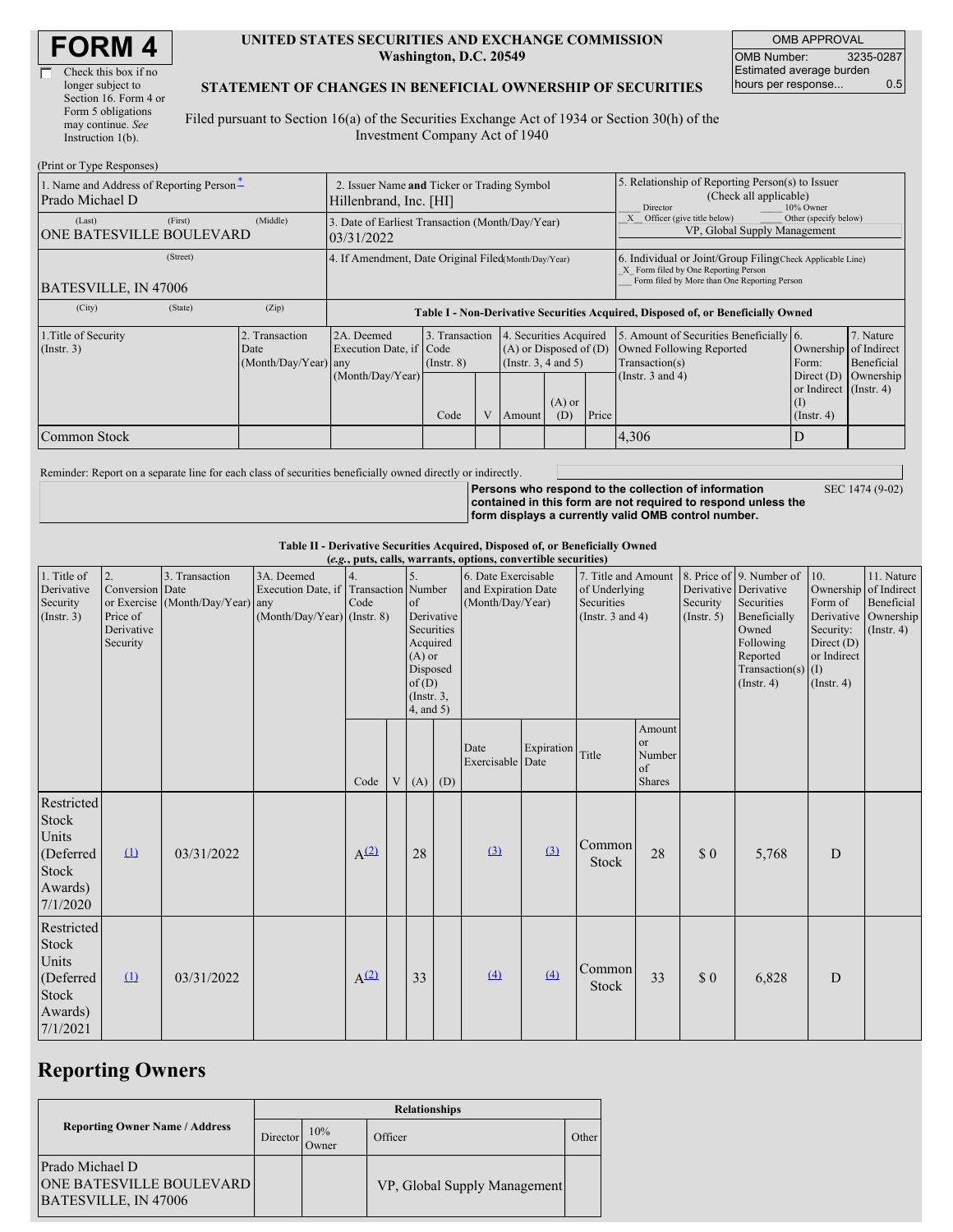# FORM 4

☐ Check this box if no longer subject to Section 16. Form 4 or Form 5 obligations may continue. *See* Instruction 1(b).

**UNITED STATES SECURITIES AND EXCHANGE COMMISSION**
**Washington, D.C. 20549**

**STATEMENT OF CHANGES IN BENEFICIAL OWNERSHIP OF SECURITIES**

Filed pursuant to Section 16(a) of the Securities Exchange Act of 1934 or Section 30(h) of the Investment Company Act of 1940

| OMB APPROVAL | |
|---|---|
| OMB Number: | 3235-0287 |
| Estimated average burden hours per response... | 0.5 |

(Print or Type Responses)

| 1. Name and Address of Reporting Person* | 2. Issuer Name and Ticker or Trading Symbol | 5. Relationship of Reporting Person(s) to Issuer (Check all applicable) |
|---|---|---|
| Prado Michael D | Hillenbrand, Inc. [HI] | ___ Director ___ 10% Owner |
| (Last) (First) (Middle) ONE BATESVILLE BOULEVARD | 3. Date of Earliest Transaction (Month/Day/Year) 03/31/2022 | _X_ Officer (give title below) ___ Other (specify below) VP, Global Supply Management |
| (Street) BATESVILLE, IN 47006 | 4. If Amendment, Date Original Filed (Month/Day/Year) | 6. Individual or Joint/Group Filing (Check Applicable Line) _X_ Form filed by One Reporting Person ___ Form filed by More than One Reporting Person |
| (City) (State) (Zip) | | |

**Table I - Non-Derivative Securities Acquired, Disposed of, or Beneficially Owned**

| 1.Title of Security (Instr. 3) | 2. Transaction Date (Month/Day/Year) | 2A. Deemed Execution Date, if any (Month/Day/Year) | 3. Transaction Code (Instr. 8) | | 4. Securities Acquired (A) or Disposed of (D) (Instr. 3, 4 and 5) | | | 5. Amount of Securities Beneficially Owned Following Reported Transaction(s) (Instr. 3 and 4) | 6. Ownership Form: Direct (D) or Indirect (I) (Instr. 4) | 7. Nature of Indirect Beneficial Ownership (Instr. 4) |
|---|---|---|---|---|---|---|---|---|---|---|
| | | | Code | V | Amount | (A) or (D) | Price | | | |
| Common Stock | | | | | | | | 4,306 | D | |

Reminder: Report on a separate line for each class of securities beneficially owned directly or indirectly.

**Persons who respond to the collection of information contained in this form are not required to respond unless the form displays a currently valid OMB control number.** SEC 1474 (9-02)

**Table II - Derivative Securities Acquired, Disposed of, or Beneficially Owned**
***(e.g., puts, calls, warrants, options, convertible securities)***

| 1. Title of Derivative Security (Instr. 3) | 2. Conversion or Exercise Price of Derivative Security | 3. Transaction Date (Month/Day/Year) | 3A. Deemed Execution Date, if any (Month/Day/Year) | 4. Transaction Code (Instr. 8) | | 5. Number of Derivative Securities Acquired (A) or Disposed of (D) (Instr. 3, 4, and 5) | | 6. Date Exercisable and Expiration Date (Month/Day/Year) | | 7. Title and Amount of Underlying Securities (Instr. 3 and 4) | | 8. Price of Derivative Security (Instr. 5) | 9. Number of Derivative Securities Beneficially Owned Following Reported Transaction(s) (Instr. 4) | 10. Ownership Form of Derivative Security: Direct (D) or Indirect (I) (Instr. 4) | 11. Nature of Indirect Beneficial Ownership (Instr. 4) |
|---|---|---|---|---|---|---|---|---|---|---|---|---|---|---|---|
| | | | | Code | V | (A) | (D) | Date Exercisable | Expiration Date | Title | Amount or Number of Shares | | | | |
| Restricted Stock Units (Deferred Stock Awards) 7/1/2020 | (1) | 03/31/2022 | | A (2) | | 28 | | (3) | (3) | Common Stock | 28 | $ 0 | 5,768 | D | |
| Restricted Stock Units (Deferred Stock Awards) 7/1/2021 | (1) | 03/31/2022 | | A (2) | | 33 | | (4) | (4) | Common Stock | 33 | $ 0 | 6,828 | D | |

## Reporting Owners

| Reporting Owner Name / Address | Relationships | | | |
|---|---|---|---|---|
| | Director | 10% Owner | Officer | Other |
| Prado Michael D ONE BATESVILLE BOULEVARD BATESVILLE, IN 47006 | | | VP, Global Supply Management | |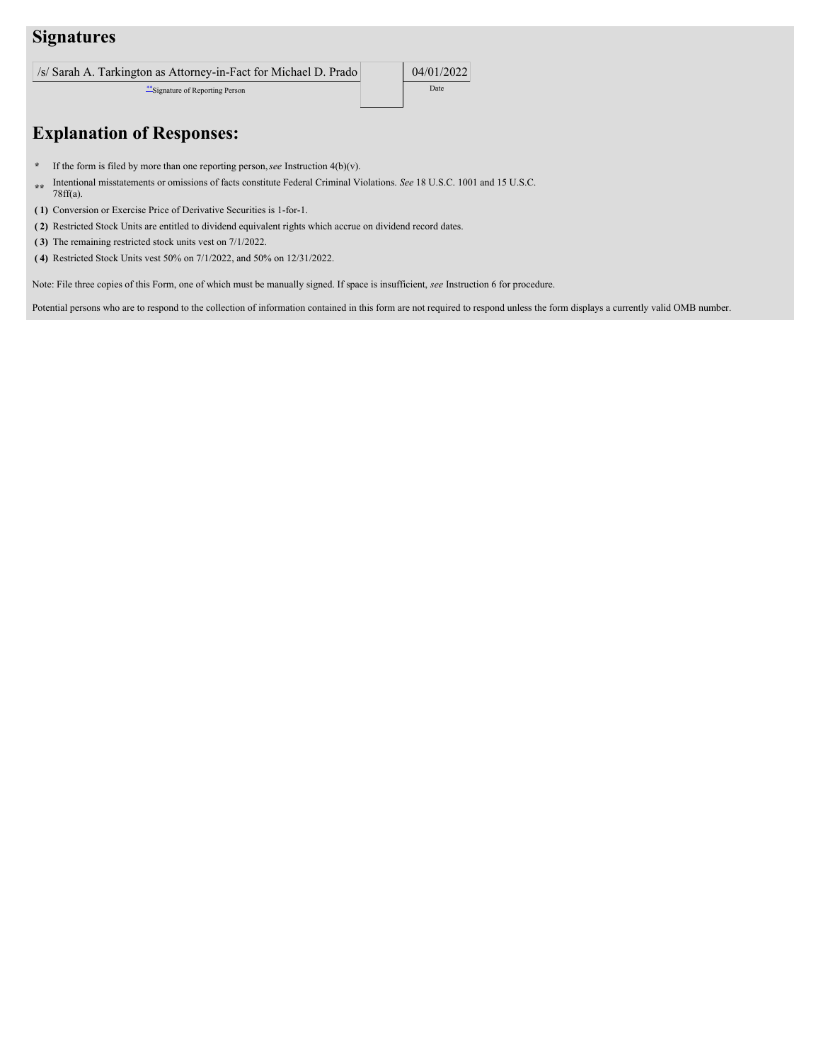## Signatures

| | | |
|---|---|---|
| /s/ Sarah A. Tarkington as Attorney-in-Fact for Michael D. Prado | | 04/01/2022 |
| **Signature of Reporting Person | | Date |

## Explanation of Responses:

\* If the form is filed by more than one reporting person, *see* Instruction 4(b)(v).

** Intentional misstatements or omissions of facts constitute Federal Criminal Violations. *See* 18 U.S.C. 1001 and 15 U.S.C. 78ff(a).

**( 1)** Conversion or Exercise Price of Derivative Securities is 1-for-1.

**( 2)** Restricted Stock Units are entitled to dividend equivalent rights which accrue on dividend record dates.

**( 3)** The remaining restricted stock units vest on 7/1/2022.

**( 4)** Restricted Stock Units vest 50% on 7/1/2022, and 50% on 12/31/2022.

Note: File three copies of this Form, one of which must be manually signed. If space is insufficient, *see* Instruction 6 for procedure.

Potential persons who are to respond to the collection of information contained in this form are not required to respond unless the form displays a currently valid OMB number.